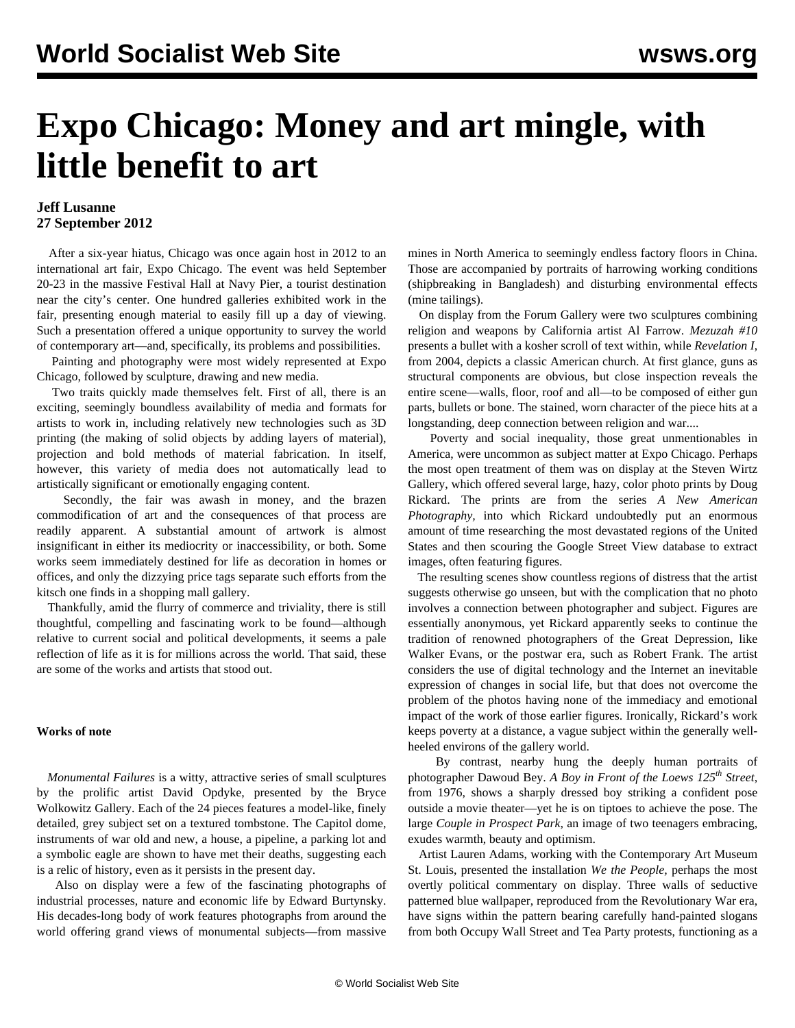# Expo Chicago: Money and art mingle, with little benefit to art

**Jeff Lusanne**
**27 September 2012**

After a six-year hiatus, Chicago was once again host in 2012 to an international art fair, Expo Chicago. The event was held September 20-23 in the massive Festival Hall at Navy Pier, a tourist destination near the city's center. One hundred galleries exhibited work in the fair, presenting enough material to easily fill up a day of viewing. Such a presentation offered a unique opportunity to survey the world of contemporary art—and, specifically, its problems and possibilities.

Painting and photography were most widely represented at Expo Chicago, followed by sculpture, drawing and new media.

Two traits quickly made themselves felt. First of all, there is an exciting, seemingly boundless availability of media and formats for artists to work in, including relatively new technologies such as 3D printing (the making of solid objects by adding layers of material), projection and bold methods of material fabrication. In itself, however, this variety of media does not automatically lead to artistically significant or emotionally engaging content.

Secondly, the fair was awash in money, and the brazen commodification of art and the consequences of that process are readily apparent. A substantial amount of artwork is almost insignificant in either its mediocrity or inaccessibility, or both. Some works seem immediately destined for life as decoration in homes or offices, and only the dizzying price tags separate such efforts from the kitsch one finds in a shopping mall gallery.

Thankfully, amid the flurry of commerce and triviality, there is still thoughtful, compelling and fascinating work to be found—although relative to current social and political developments, it seems a pale reflection of life as it is for millions across the world. That said, these are some of the works and artists that stood out.

**Works of note**

*Monumental Failures* is a witty, attractive series of small sculptures by the prolific artist David Opdyke, presented by the Bryce Wolkowitz Gallery. Each of the 24 pieces features a model-like, finely detailed, grey subject set on a textured tombstone. The Capitol dome, instruments of war old and new, a house, a pipeline, a parking lot and a symbolic eagle are shown to have met their deaths, suggesting each is a relic of history, even as it persists in the present day.

Also on display were a few of the fascinating photographs of industrial processes, nature and economic life by Edward Burtynsky. His decades-long body of work features photographs from around the world offering grand views of monumental subjects—from massive mines in North America to seemingly endless factory floors in China. Those are accompanied by portraits of harrowing working conditions (shipbreaking in Bangladesh) and disturbing environmental effects (mine tailings).

On display from the Forum Gallery were two sculptures combining religion and weapons by California artist Al Farrow. *Mezuzah #10* presents a bullet with a kosher scroll of text within, while *Revelation I*, from 2004, depicts a classic American church. At first glance, guns as structural components are obvious, but close inspection reveals the entire scene—walls, floor, roof and all—to be composed of either gun parts, bullets or bone. The stained, worn character of the piece hits at a longstanding, deep connection between religion and war....

Poverty and social inequality, those great unmentionables in America, were uncommon as subject matter at Expo Chicago. Perhaps the most open treatment of them was on display at the Steven Wirtz Gallery, which offered several large, hazy, color photo prints by Doug Rickard. The prints are from the series *A New American Photography,* into which Rickard undoubtedly put an enormous amount of time researching the most devastated regions of the United States and then scouring the Google Street View database to extract images, often featuring figures.

The resulting scenes show countless regions of distress that the artist suggests otherwise go unseen, but with the complication that no photo involves a connection between photographer and subject. Figures are essentially anonymous, yet Rickard apparently seeks to continue the tradition of renowned photographers of the Great Depression, like Walker Evans, or the postwar era, such as Robert Frank. The artist considers the use of digital technology and the Internet an inevitable expression of changes in social life, but that does not overcome the problem of the photos having none of the immediacy and emotional impact of the work of those earlier figures. Ironically, Rickard's work keeps poverty at a distance, a vague subject within the generally well-heeled environs of the gallery world.

By contrast, nearby hung the deeply human portraits of photographer Dawoud Bey. *A Boy in Front of the Loews 125th Street*, from 1976, shows a sharply dressed boy striking a confident pose outside a movie theater—yet he is on tiptoes to achieve the pose. The large *Couple in Prospect Park,* an image of two teenagers embracing, exudes warmth, beauty and optimism.

Artist Lauren Adams, working with the Contemporary Art Museum St. Louis, presented the installation *We the People,* perhaps the most overtly political commentary on display. Three walls of seductive patterned blue wallpaper, reproduced from the Revolutionary War era, have signs within the pattern bearing carefully hand-painted slogans from both Occupy Wall Street and Tea Party protests, functioning as a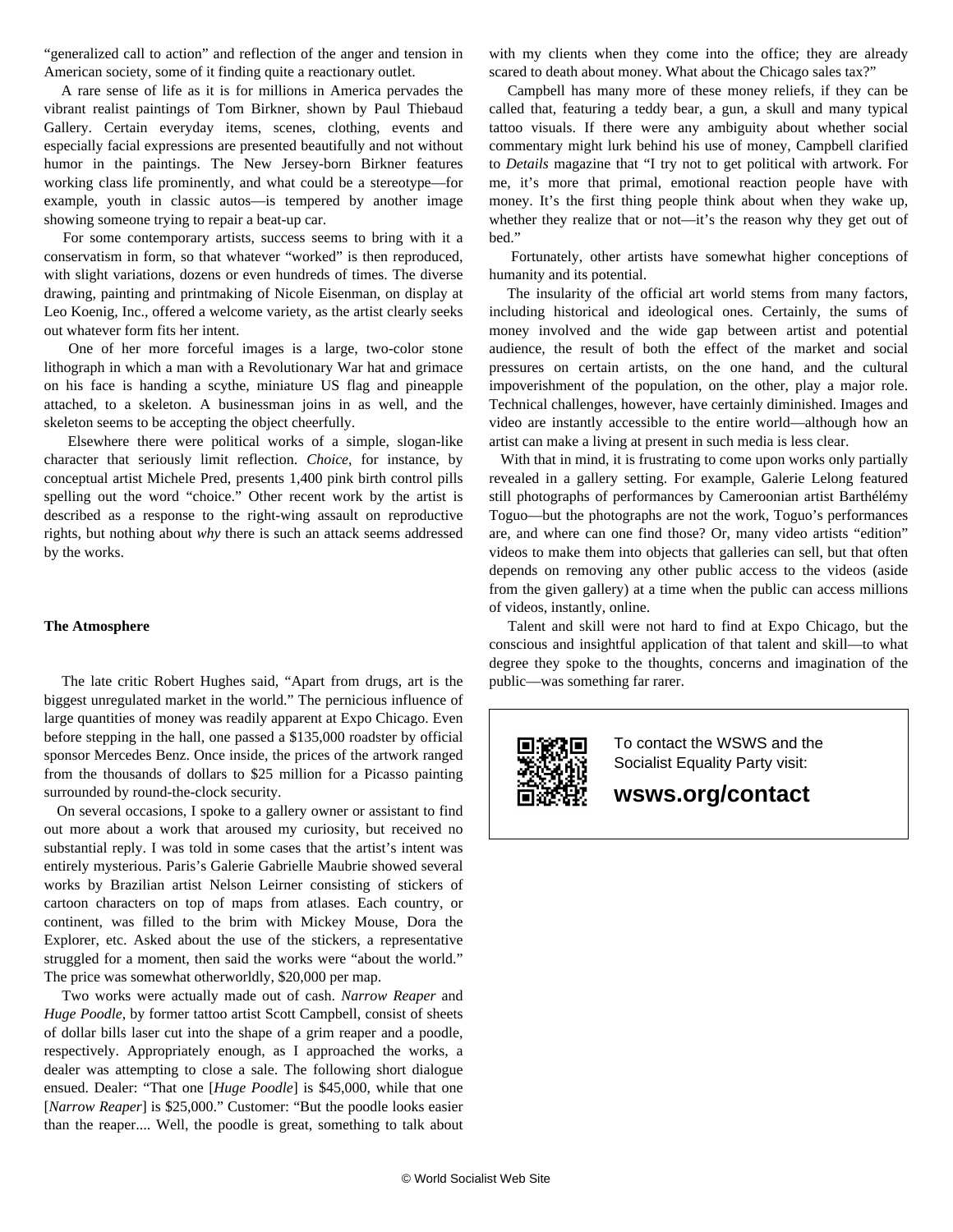"generalized call to action" and reflection of the anger and tension in American society, some of it finding quite a reactionary outlet.

A rare sense of life as it is for millions in America pervades the vibrant realist paintings of Tom Birkner, shown by Paul Thiebaud Gallery. Certain everyday items, scenes, clothing, events and especially facial expressions are presented beautifully and not without humor in the paintings. The New Jersey-born Birkner features working class life prominently, and what could be a stereotype—for example, youth in classic autos—is tempered by another image showing someone trying to repair a beat-up car.

For some contemporary artists, success seems to bring with it a conservatism in form, so that whatever "worked" is then reproduced, with slight variations, dozens or even hundreds of times. The diverse drawing, painting and printmaking of Nicole Eisenman, on display at Leo Koenig, Inc., offered a welcome variety, as the artist clearly seeks out whatever form fits her intent.

One of her more forceful images is a large, two-color stone lithograph in which a man with a Revolutionary War hat and grimace on his face is handing a scythe, miniature US flag and pineapple attached, to a skeleton. A businessman joins in as well, and the skeleton seems to be accepting the object cheerfully.

Elsewhere there were political works of a simple, slogan-like character that seriously limit reflection. *Choice*, for instance, by conceptual artist Michele Pred, presents 1,400 pink birth control pills spelling out the word "choice." Other recent work by the artist is described as a response to the right-wing assault on reproductive rights, but nothing about *why* there is such an attack seems addressed by the works.

### The Atmosphere

The late critic Robert Hughes said, "Apart from drugs, art is the biggest unregulated market in the world." The pernicious influence of large quantities of money was readily apparent at Expo Chicago. Even before stepping in the hall, one passed a $135,000 roadster by official sponsor Mercedes Benz. Once inside, the prices of the artwork ranged from the thousands of dollars to $25 million for a Picasso painting surrounded by round-the-clock security.

On several occasions, I spoke to a gallery owner or assistant to find out more about a work that aroused my curiosity, but received no substantial reply. I was told in some cases that the artist's intent was entirely mysterious. Paris's Galerie Gabrielle Maubrie showed several works by Brazilian artist Nelson Leirner consisting of stickers of cartoon characters on top of maps from atlases. Each country, or continent, was filled to the brim with Mickey Mouse, Dora the Explorer, etc. Asked about the use of the stickers, a representative struggled for a moment, then said the works were "about the world." The price was somewhat otherworldly, $20,000 per map.

Two works were actually made out of cash. *Narrow Reaper* and *Huge Poodle*, by former tattoo artist Scott Campbell, consist of sheets of dollar bills laser cut into the shape of a grim reaper and a poodle, respectively. Appropriately enough, as I approached the works, a dealer was attempting to close a sale. The following short dialogue ensued. Dealer: "That one [*Huge Poodle*] is $45,000, while that one [*Narrow Reaper*] is $25,000." Customer: "But the poodle looks easier than the reaper.... Well, the poodle is great, something to talk about with my clients when they come into the office; they are already scared to death about money. What about the Chicago sales tax?"

Campbell has many more of these money reliefs, if they can be called that, featuring a teddy bear, a gun, a skull and many typical tattoo visuals. If there were any ambiguity about whether social commentary might lurk behind his use of money, Campbell clarified to *Details* magazine that "I try not to get political with artwork. For me, it's more that primal, emotional reaction people have with money. It's the first thing people think about when they wake up, whether they realize that or not—it's the reason why they get out of bed."

Fortunately, other artists have somewhat higher conceptions of humanity and its potential.

The insularity of the official art world stems from many factors, including historical and ideological ones. Certainly, the sums of money involved and the wide gap between artist and potential audience, the result of both the effect of the market and social pressures on certain artists, on the one hand, and the cultural impoverishment of the population, on the other, play a major role. Technical challenges, however, have certainly diminished. Images and video are instantly accessible to the entire world—although how an artist can make a living at present in such media is less clear.

With that in mind, it is frustrating to come upon works only partially revealed in a gallery setting. For example, Galerie Lelong featured still photographs of performances by Cameroonian artist Barthélémy Toguo—but the photographs are not the work, Toguo's performances are, and where can one find those? Or, many video artists "edition" videos to make them into objects that galleries can sell, but that often depends on removing any other public access to the videos (aside from the given gallery) at a time when the public can access millions of videos, instantly, online.

Talent and skill were not hard to find at Expo Chicago, but the conscious and insightful application of that talent and skill—to what degree they spoke to the thoughts, concerns and imagination of the public—was something far rarer.

To contact the WSWS and the Socialist Equality Party visit:

**wsws.org/contact**